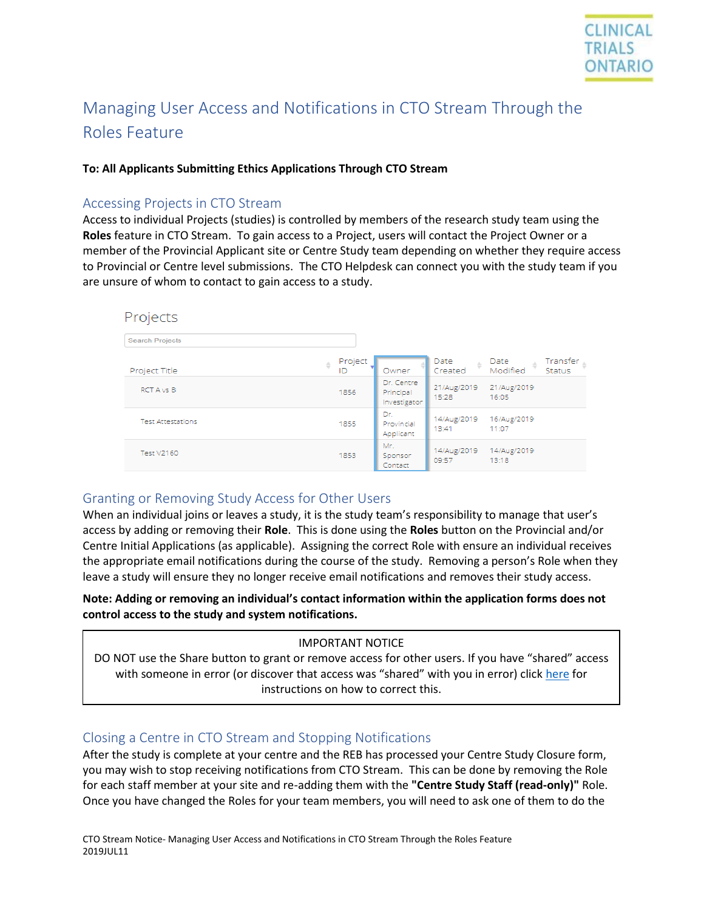# Managing User Access and Notifications in CTO Stream Through the Roles Feature

**To: All Applicants Submitting Ethics Applications Through CTO Stream**

## Accessing Projects in CTO Stream

Access to individual Projects (studies) is controlled by members of the research study team using the **Roles** feature in CTO Stream. To gain access to a Project, users will contact the Project Owner or a member of the Provincial Applicant site or Centre Study team depending on whether they require access to Provincial or Centre level submissions. The CTO Helpdesk can connect you with the study team if you are unsure of whom to contact to gain access to a study.

Projects

Search Projects

| Project Title | Project ID | Owner | Date Created | Date Modified | Transfer Status |
|---|---|---|---|---|---|
| RCT A vs B | 1856 | Dr. Centre Principal Investigator | 21/Aug/2019 15:28 | 21/Aug/2019 16:05 | |
| Test Attestations | 1855 | Dr. Provincial Applicant | 14/Aug/2019 13:41 | 16/Aug/2019 11:07 | |
| Test V2160 | 1853 | Mr. Sponsor Contact | 14/Aug/2019 09:57 | 14/Aug/2019 13:18 | |

## Granting or Removing Study Access for Other Users

When an individual joins or leaves a study, it is the study team's responsibility to manage that user's access by adding or removing their **Role**. This is done using the **Roles** button on the Provincial and/or Centre Initial Applications (as applicable). Assigning the correct Role with ensure an individual receives the appropriate email notifications during the course of the study. Removing a person's Role when they leave a study will ensure they no longer receive email notifications and removes their study access.

**Note: Adding or removing an individual's contact information within the application forms does not control access to the study and system notifications.**

> IMPORTANT NOTICE
>
> DO NOT use the Share button to grant or remove access for other users. If you have "shared" access with someone in error (or discover that access was "shared" with you in error) click here for instructions on how to correct this.

## Closing a Centre in CTO Stream and Stopping Notifications

After the study is complete at your centre and the REB has processed your Centre Study Closure form, you may wish to stop receiving notifications from CTO Stream. This can be done by removing the Role for each staff member at your site and re-adding them with the **"Centre Study Staff (read-only)"** Role. Once you have changed the Roles for your team members, you will need to ask one of them to do the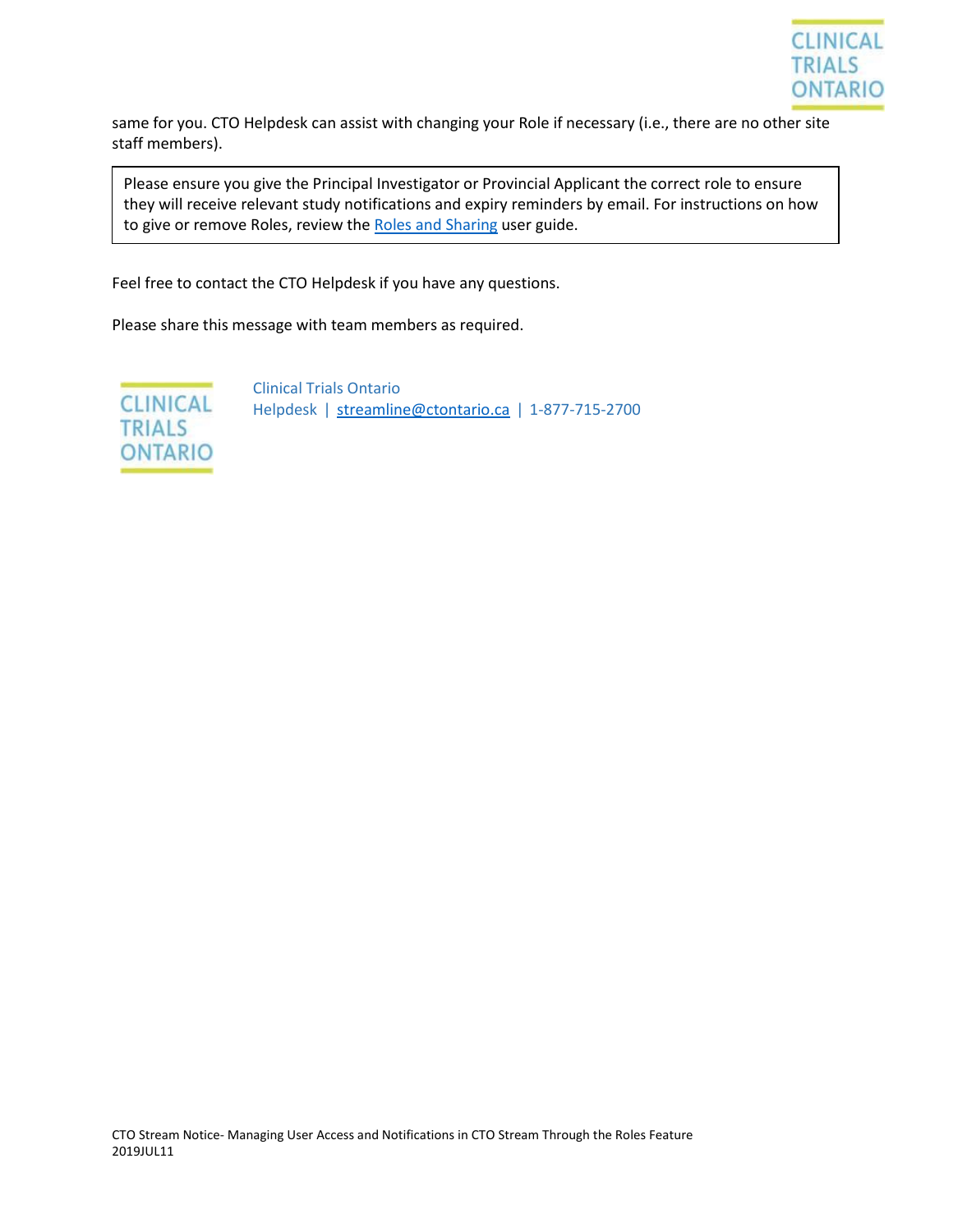same for you. CTO Helpdesk can assist with changing your Role if necessary (i.e., there are no other site staff members).

> Please ensure you give the Principal Investigator or Provincial Applicant the correct role to ensure they will receive relevant study notifications and expiry reminders by email. For instructions on how to give or remove Roles, review the Roles and Sharing user guide.

Feel free to contact the CTO Helpdesk if you have any questions.

Please share this message with team members as required.

Clinical Trials Ontario
Helpdesk | streamline@ctontario.ca | 1-877-715-2700

CTO Stream Notice- Managing User Access and Notifications in CTO Stream Through the Roles Feature
2019JUL11